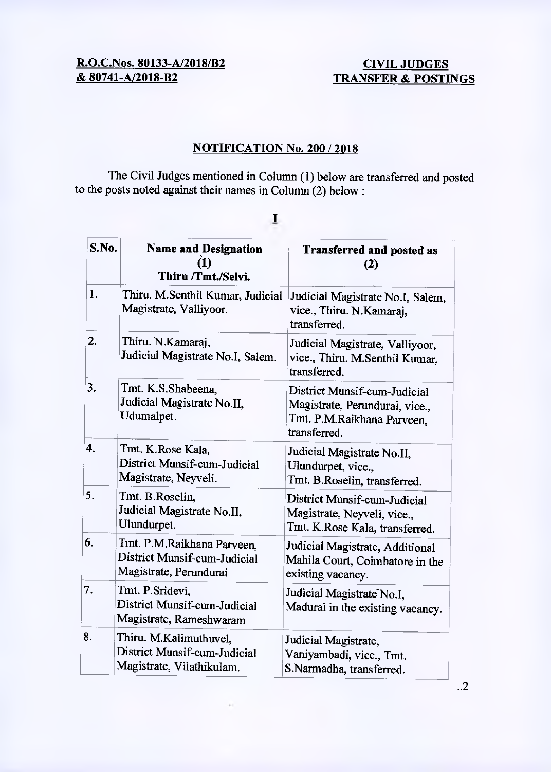**R.O.C.Nos. 80133-A/2018/B2 & 80741-A/2018-B2**

**CIVIL JUDGES TRANSFER & POSTINGS**

## NOTIFICATION No. 200 / 2018

The Civil Judges mentioned in Column (1) below are transferred and posted to the posts noted against their names in Column (2) below :

**I**

| S.No. | Name and Designation (1) Thiru /Tmt./Selvi. | Transferred and posted as (2) |
|---|---|---|
| 1. | Thiru. M.Senthil Kumar, Judicial Magistrate, Valliyoor. | Judicial Magistrate No.I, Salem, vice., Thiru. N.Kamaraj, transferred. |
| 2. | Thiru. N.Kamaraj, Judicial Magistrate No.I, Salem. | Judicial Magistrate, Valliyoor, vice., Thiru. M.Senthil Kumar, transferred. |
| 3. | Tmt. K.S.Shabeena, Judicial Magistrate No.II, Udumalpet. | District Munsif-cum-Judicial Magistrate, Perundurai, vice., Tmt. P.M.Raikhana Parveen, transferred. |
| 4. | Tmt. K.Rose Kala, District Munsif-cum-Judicial Magistrate, Neyveli. | Judicial Magistrate No.II, Ulundurpet, vice., Tmt. B.Roselin, transferred. |
| 5. | Tmt. B.Roselin, Judicial Magistrate No.II, Ulundurpet. | District Munsif-cum-Judicial Magistrate, Neyveli, vice., Tmt. K.Rose Kala, transferred. |
| 6. | Tmt. P.M.Raikhana Parveen, District Munsif-cum-Judicial Magistrate, Perundurai | Judicial Magistrate, Additional Mahila Court, Coimbatore in the existing vacancy. |
| 7. | Tmt. P.Sridevi, District Munsif-cum-Judicial Magistrate, Rameshwaram | Judicial Magistrate No.I, Madurai in the existing vacancy. |
| 8. | Thiru. M.Kalimuthuvel, District Munsif-cum-Judicial Magistrate, Vilathikulam. | Judicial Magistrate, Vaniyambadi, vice., Tmt. S.Narmadha, transferred. |

..2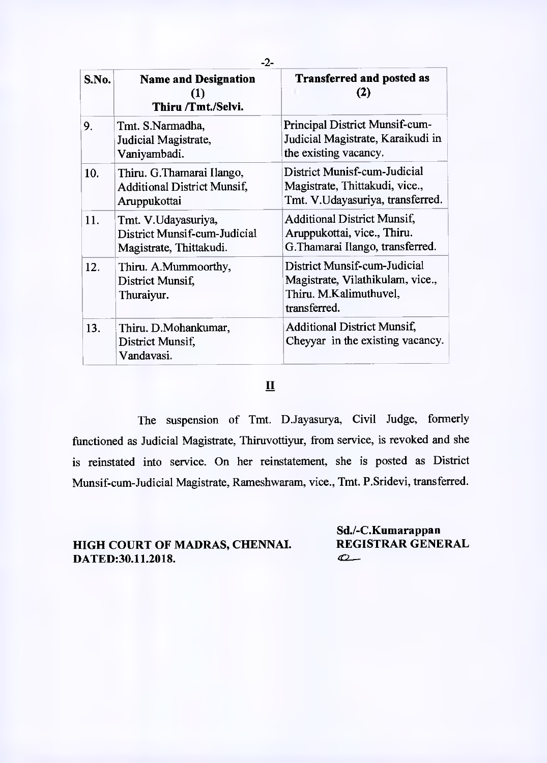| S.No. | Name and Designation (1) Thiru /Tmt./Selvi. | Transferred and posted as (2) |
|---|---|---|
| 9. | Tmt. S.Narmadha, Judicial Magistrate, Vaniyambadi. | Principal District Munsif-cum-Judicial Magistrate, Karaikudi in the existing vacancy. |
| 10. | Thiru. G.Thamarai Ilango, Additional District Munsif, Aruppukottai | District Munisf-cum-Judicial Magistrate, Thittakudi, vice., Tmt. V.Udayasuriya, transferred. |
| 11. | Tmt. V.Udayasuriya, District Munsif-cum-Judicial Magistrate, Thittakudi. | Additional District Munsif, Aruppukottai, vice., Thiru. G.Thamarai Ilango, transferred. |
| 12. | Thiru. A.Mummoorthy, District Munsif, Thuraiyur. | District Munsif-cum-Judicial Magistrate, Vilathikulam, vice., Thiru. M.Kalimuthuvel, transferred. |
| 13. | Thiru. D.Mohankumar, District Munsif, Vandavasi. | Additional District Munsif, Cheyyar in the existing vacancy. |

## II

The suspension of Tmt. D.Jayasurya, Civil Judge, formerly functioned as Judicial Magistrate, Thiruvottiyur, from service, is revoked and she is reinstated into service. On her reinstatement, she is posted as District Munsif-cum-Judicial Magistrate, Rameshwaram, vice., Tmt. P.Sridevi, transferred.

**HIGH COURT OF MADRAS, CHENNAI.**
**DATED:30.11.2018.**

**Sd./-C.Kumarappan**
**REGISTRAR GENERAL**